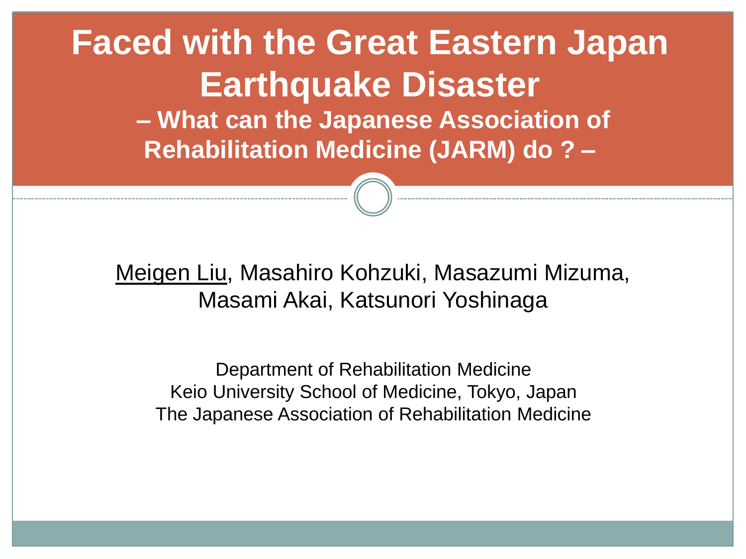# Faced with the Great Eastern Japan Earthquake Disaster

## – What can the Japanese Association of Rehabilitation Medicine (JARM) do ? –

Meigen Liu, Masahiro Kohzuki, Masazumi Mizuma, Masami Akai, Katsunori Yoshinaga

Department of Rehabilitation Medicine
Keio University School of Medicine, Tokyo, Japan
The Japanese Association of Rehabilitation Medicine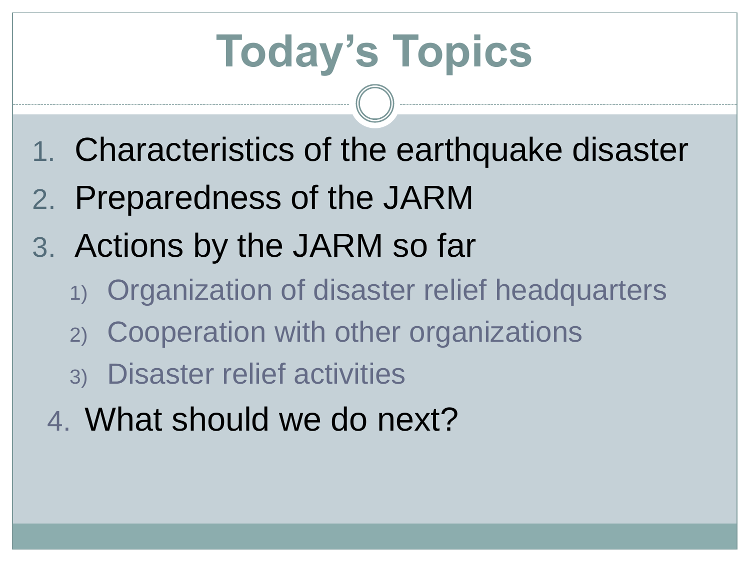# Today's Topics

1. Characteristics of the earthquake disaster
2. Preparedness of the JARM
3. Actions by the JARM so far
   1) Organization of disaster relief headquarters
   2) Cooperation with other organizations
   3) Disaster relief activities
4. What should we do next?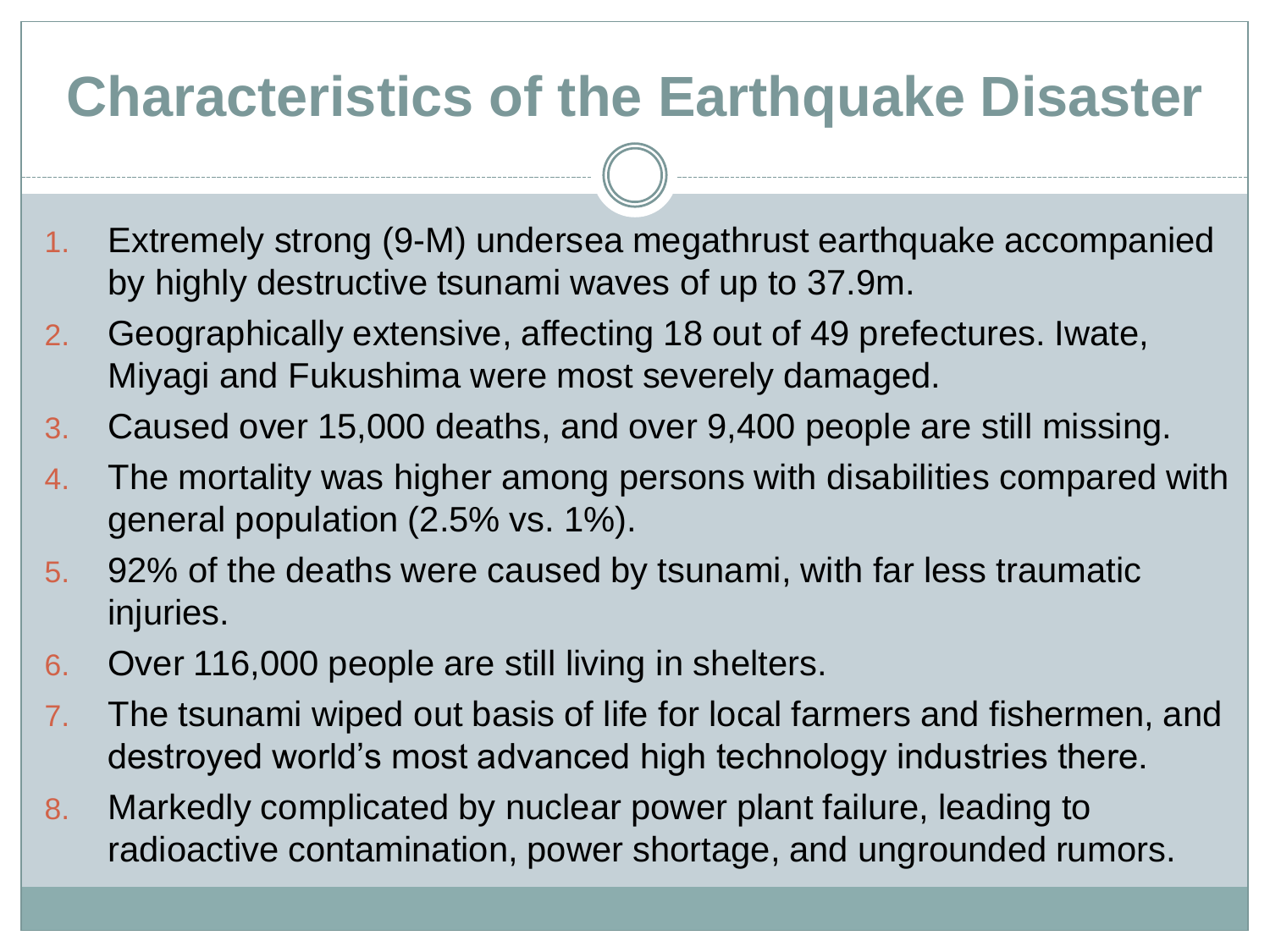# Characteristics of the Earthquake Disaster

1. Extremely strong (9-M) undersea megathrust earthquake accompanied by highly destructive tsunami waves of up to 37.9m.
2. Geographically extensive, affecting 18 out of 49 prefectures. Iwate, Miyagi and Fukushima were most severely damaged.
3. Caused over 15,000 deaths, and over 9,400 people are still missing.
4. The mortality was higher among persons with disabilities compared with general population (2.5% vs. 1%).
5. 92% of the deaths were caused by tsunami, with far less traumatic injuries.
6. Over 116,000 people are still living in shelters.
7. The tsunami wiped out basis of life for local farmers and fishermen, and destroyed world's most advanced high technology industries there.
8. Markedly complicated by nuclear power plant failure, leading to radioactive contamination, power shortage, and ungrounded rumors.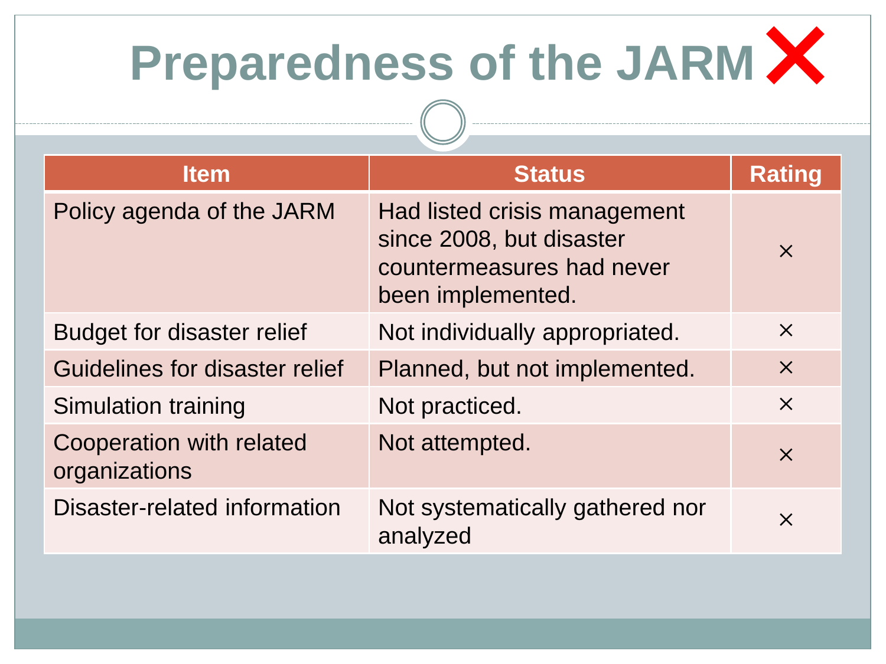# Preparedness of the JARM ❌

| Item | Status | Rating |
|---|---|---|
| Policy agenda of the JARM | Had listed crisis management since 2008, but disaster countermeasures had never been implemented. | × |
| Budget for disaster relief | Not individually appropriated. | × |
| Guidelines for disaster relief | Planned, but not implemented. | × |
| Simulation training | Not practiced. | × |
| Cooperation with related organizations | Not attempted. | × |
| Disaster-related information | Not systematically gathered nor analyzed | × |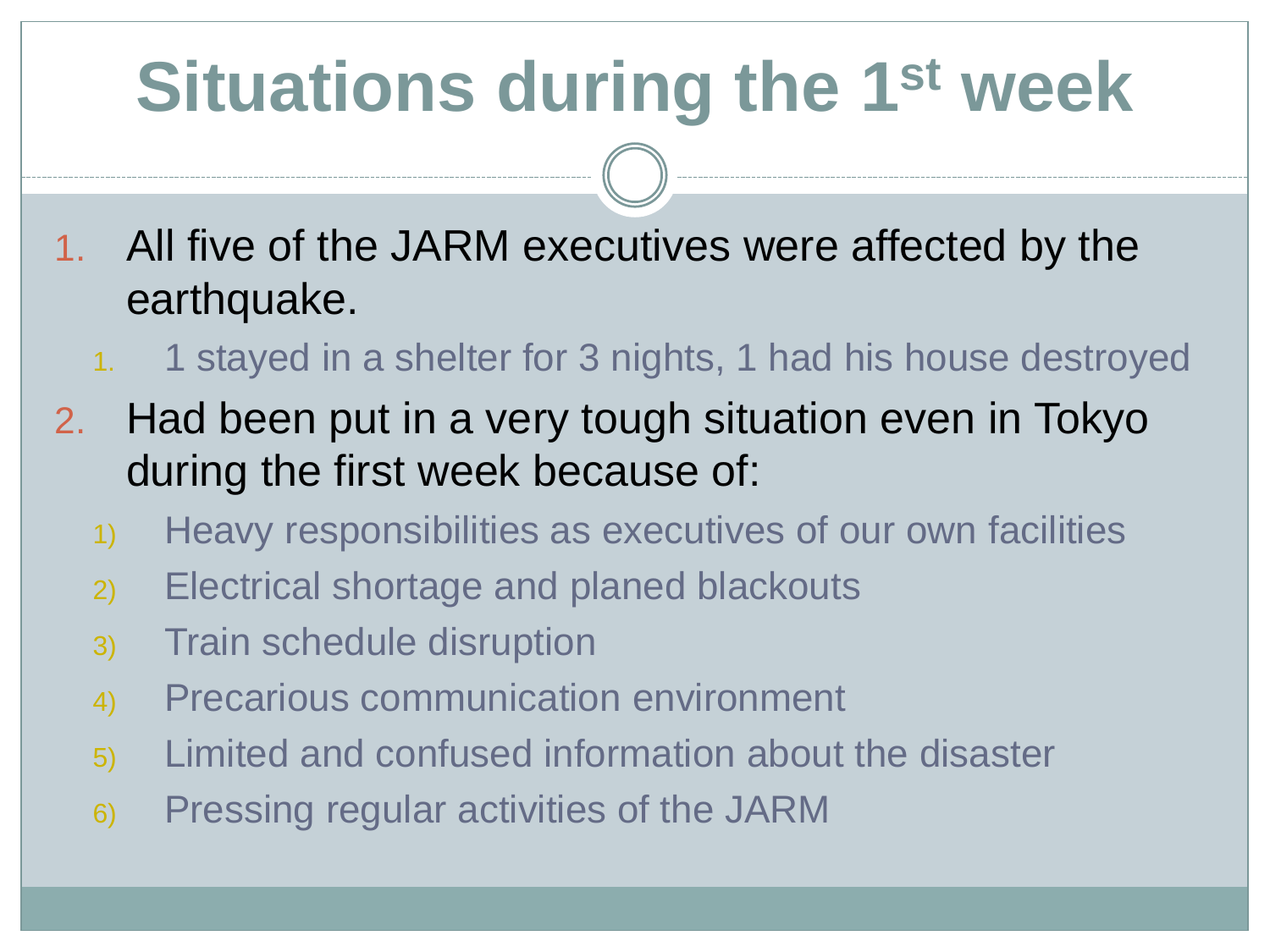# Situations during the 1st week

1. All five of the JARM executives were affected by the earthquake.
   1. 1 stayed in a shelter for 3 nights, 1 had his house destroyed
2. Had been put in a very tough situation even in Tokyo during the first week because of:
   1) Heavy responsibilities as executives of our own facilities
   2) Electrical shortage and planed blackouts
   3) Train schedule disruption
   4) Precarious communication environment
   5) Limited and confused information about the disaster
   6) Pressing regular activities of the JARM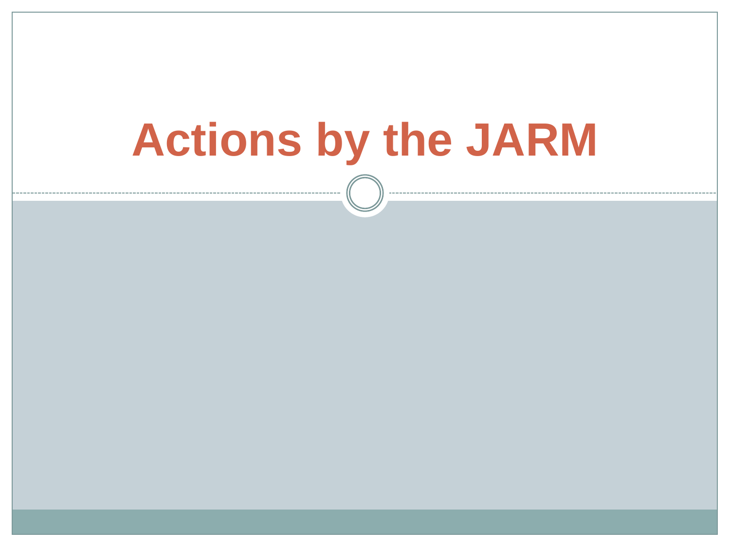# Actions by the JARM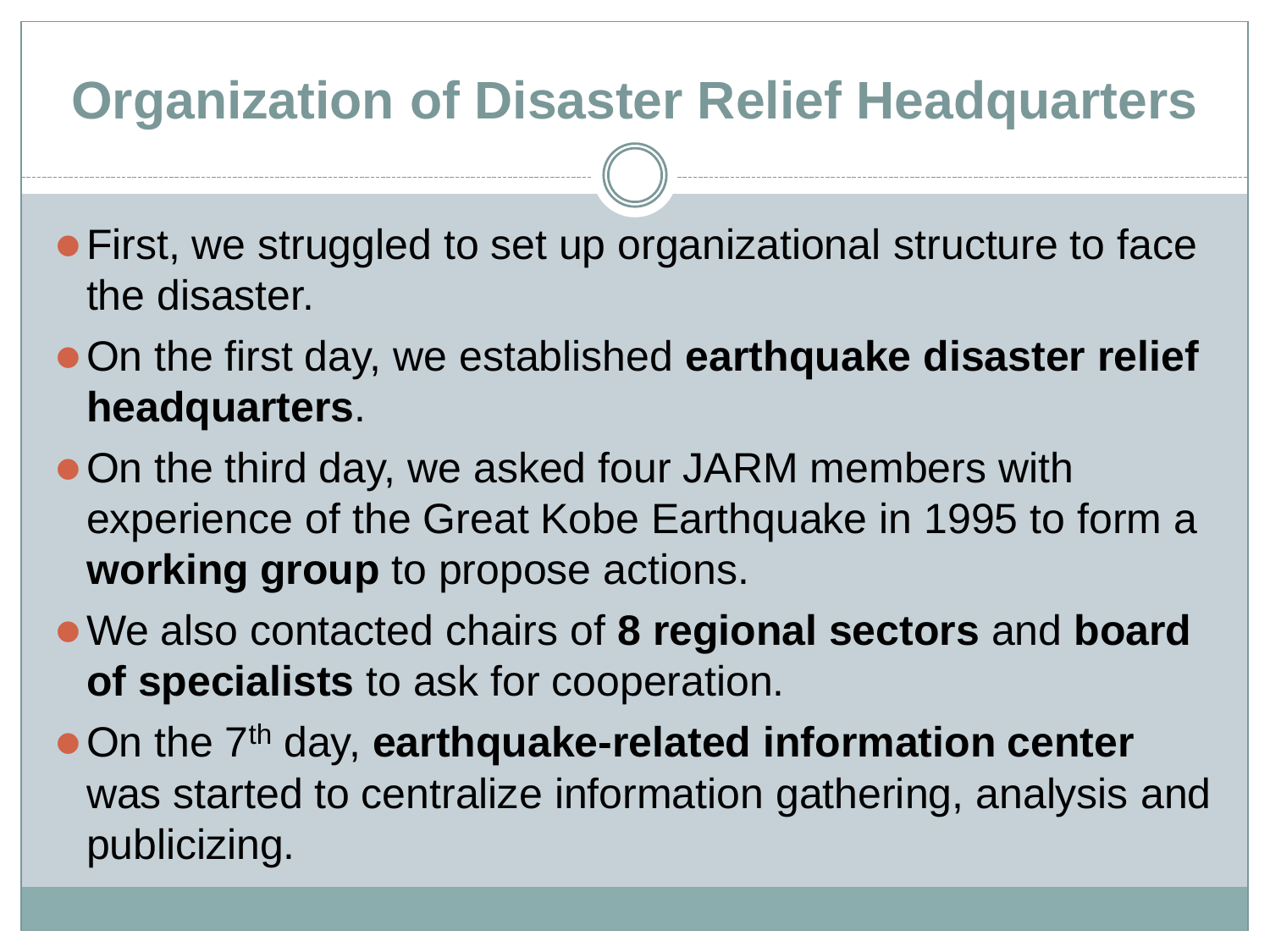# Organization of Disaster Relief Headquarters

- First, we struggled to set up organizational structure to face the disaster.
- On the first day, we established **earthquake disaster relief headquarters**.
- On the third day, we asked four JARM members with experience of the Great Kobe Earthquake in 1995 to form a **working group** to propose actions.
- We also contacted chairs of **8 regional sectors** and **board of specialists** to ask for cooperation.
- On the 7th day, **earthquake-related information center** was started to centralize information gathering, analysis and publicizing.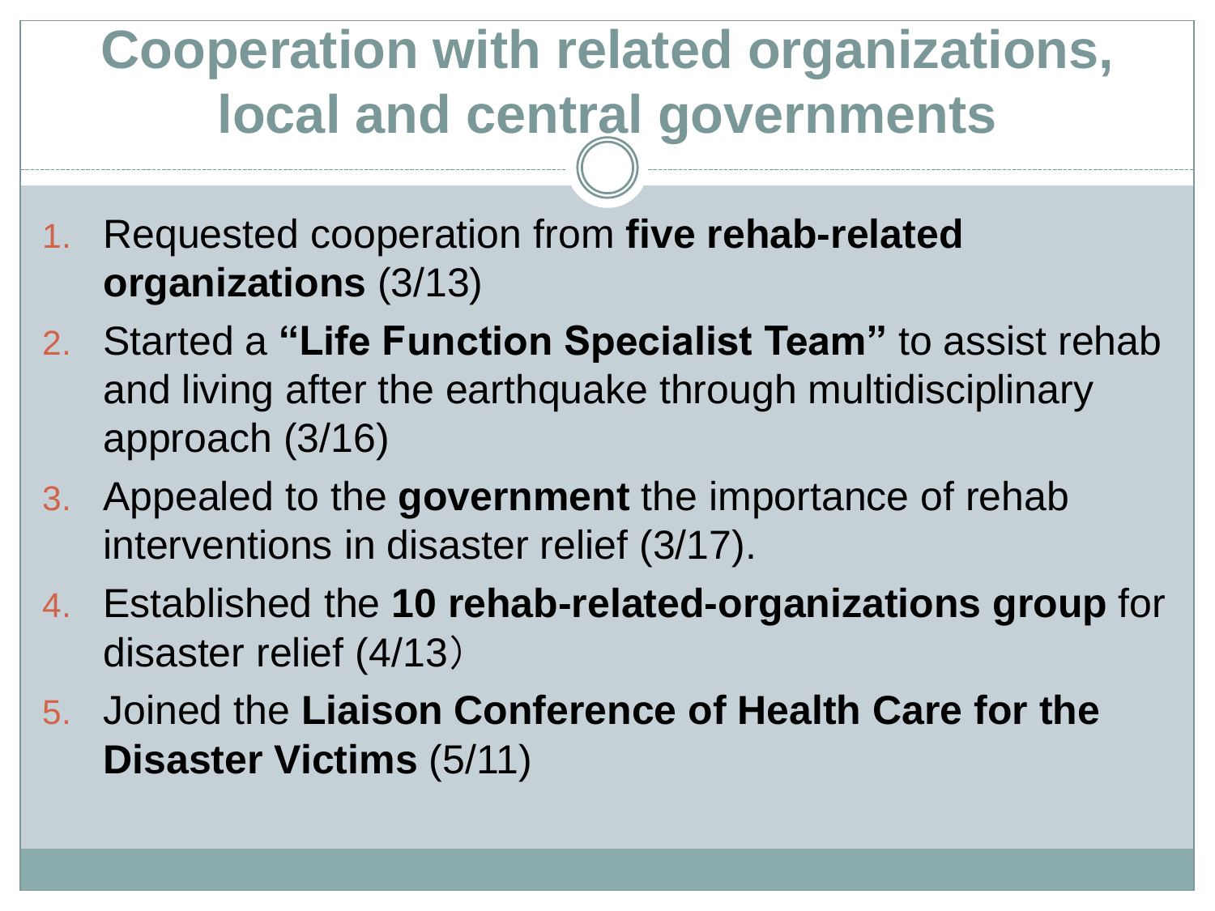# Cooperation with related organizations, local and central governments

1. Requested cooperation from **five rehab-related organizations** (3/13)
2. Started a **"Life Function Specialist Team"** to assist rehab and living after the earthquake through multidisciplinary approach (3/16)
3. Appealed to the **government** the importance of rehab interventions in disaster relief (3/17).
4. Established the **10 rehab-related-organizations group** for disaster relief (4/13）
5. Joined the **Liaison Conference of Health Care for the Disaster Victims** (5/11)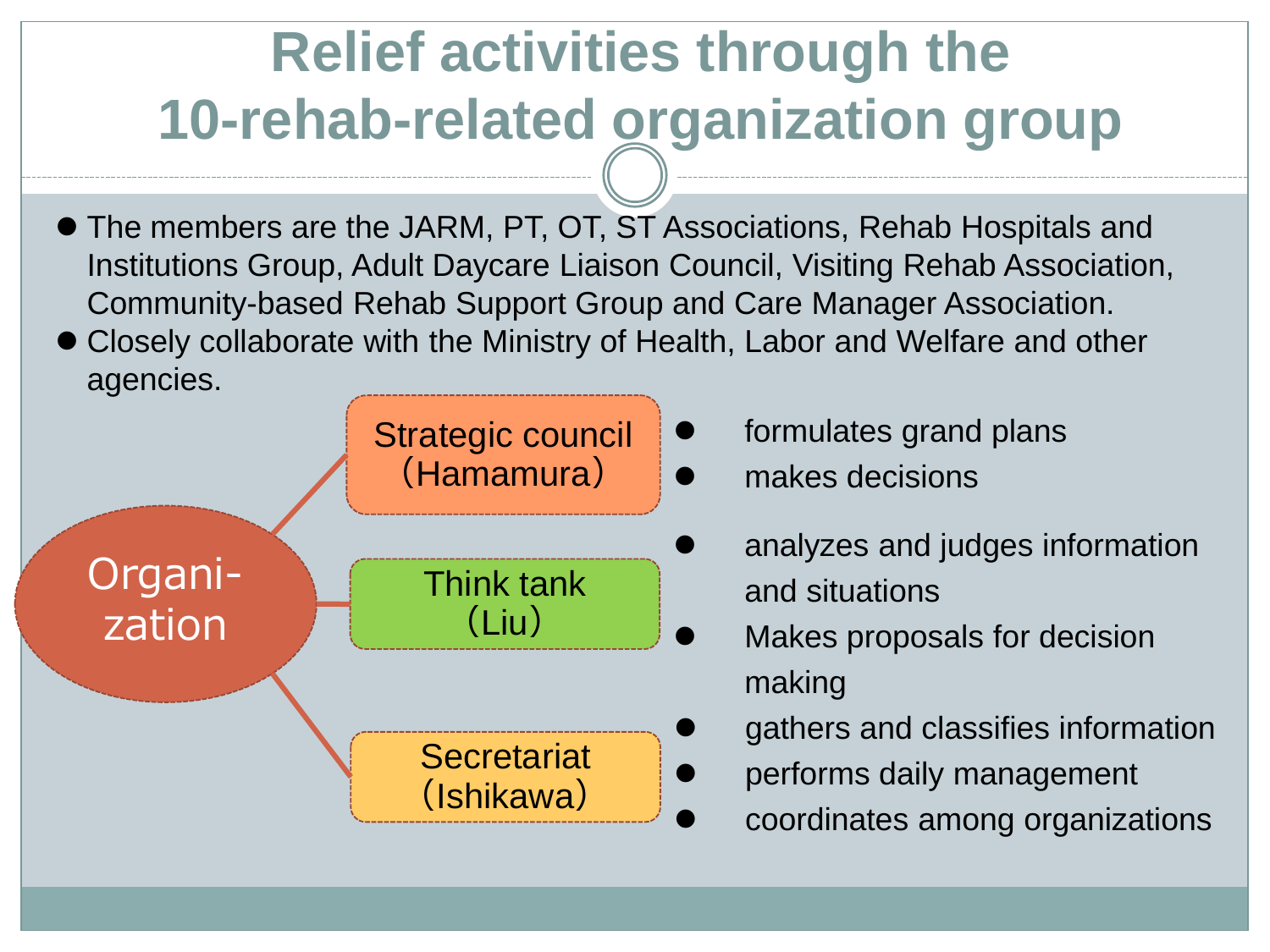# Relief activities through the 10-rehab-related organization group

- The members are the JARM, PT, OT, ST Associations, Rehab Hospitals and Institutions Group, Adult Daycare Liaison Council, Visiting Rehab Association, Community-based Rehab Support Group and Care Manager Association.
- Closely collaborate with the Ministry of Health, Labor and Welfare and other agencies.

**Organization**

- **Strategic council（Hamamura）**
  - formulates grand plans
  - makes decisions
- **Think tank（Liu）**
  - analyzes and judges information and situations
  - Makes proposals for decision making
- **Secretariat（Ishikawa）**
  - gathers and classifies information
  - performs daily management
  - coordinates among organizations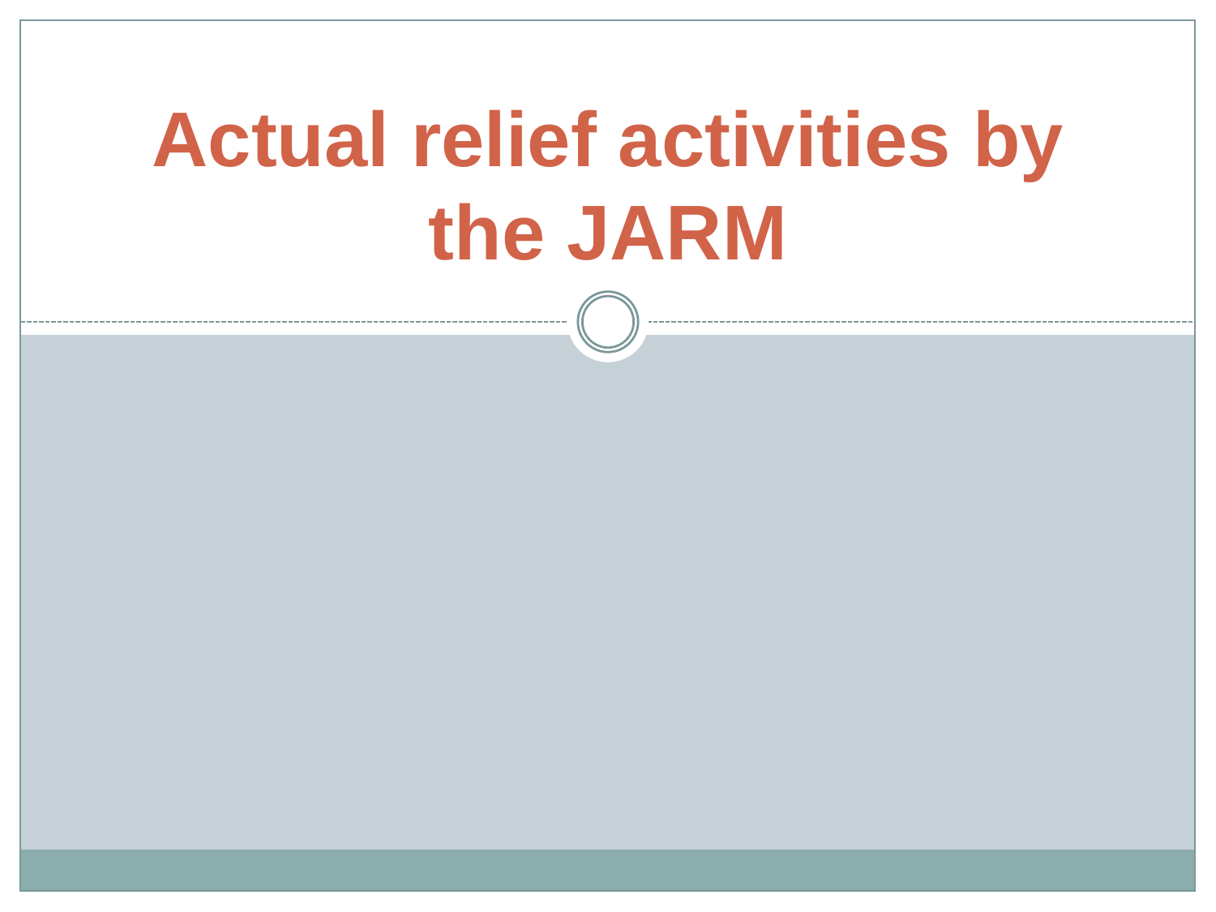# Actual relief activities by the JARM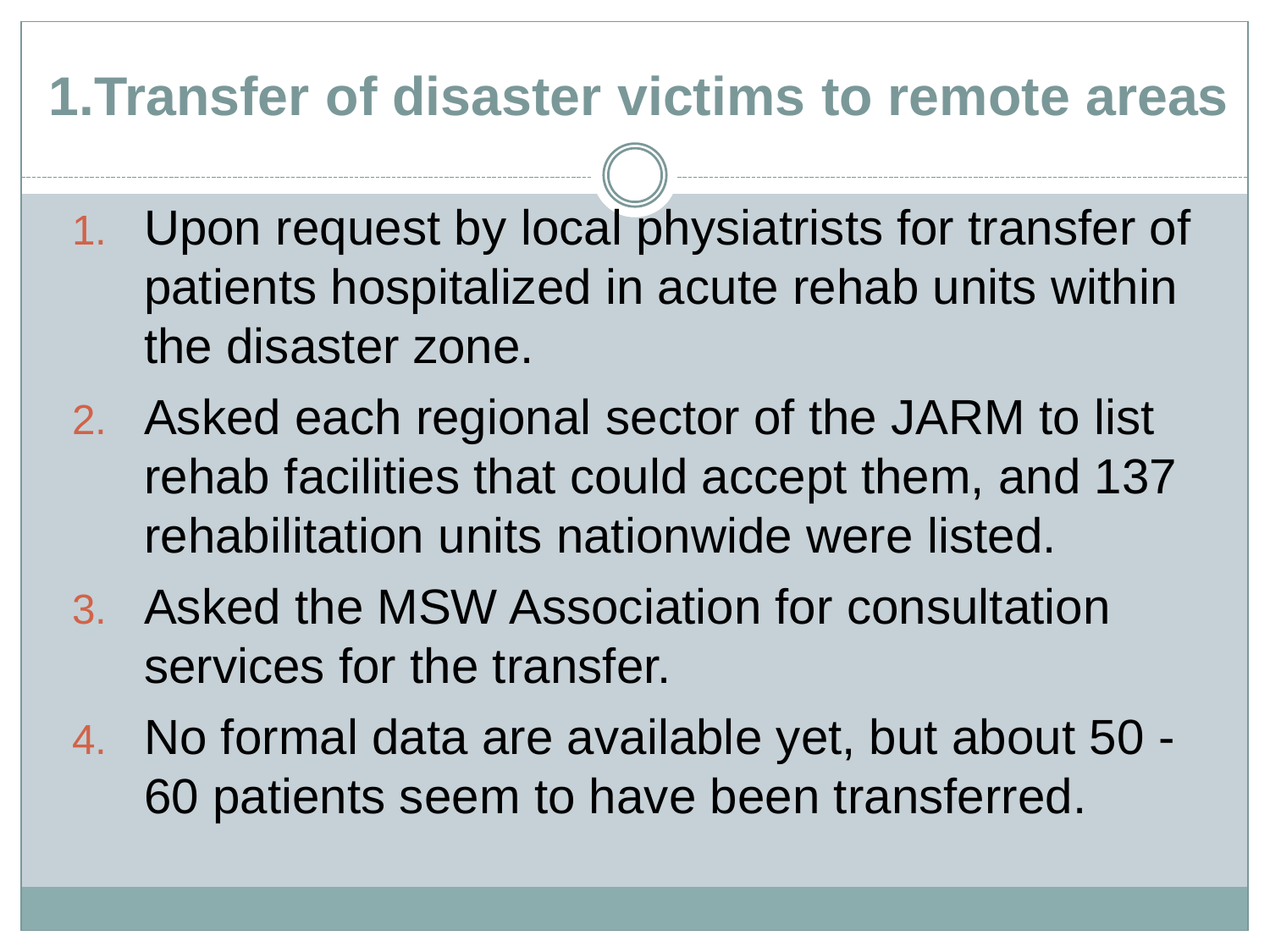# 1. Transfer of disaster victims to remote areas

1. Upon request by local physiatrists for transfer of patients hospitalized in acute rehab units within the disaster zone.
2. Asked each regional sector of the JARM to list rehab facilities that could accept them, and 137 rehabilitation units nationwide were listed.
3. Asked the MSW Association for consultation services for the transfer.
4. No formal data are available yet, but about 50 - 60 patients seem to have been transferred.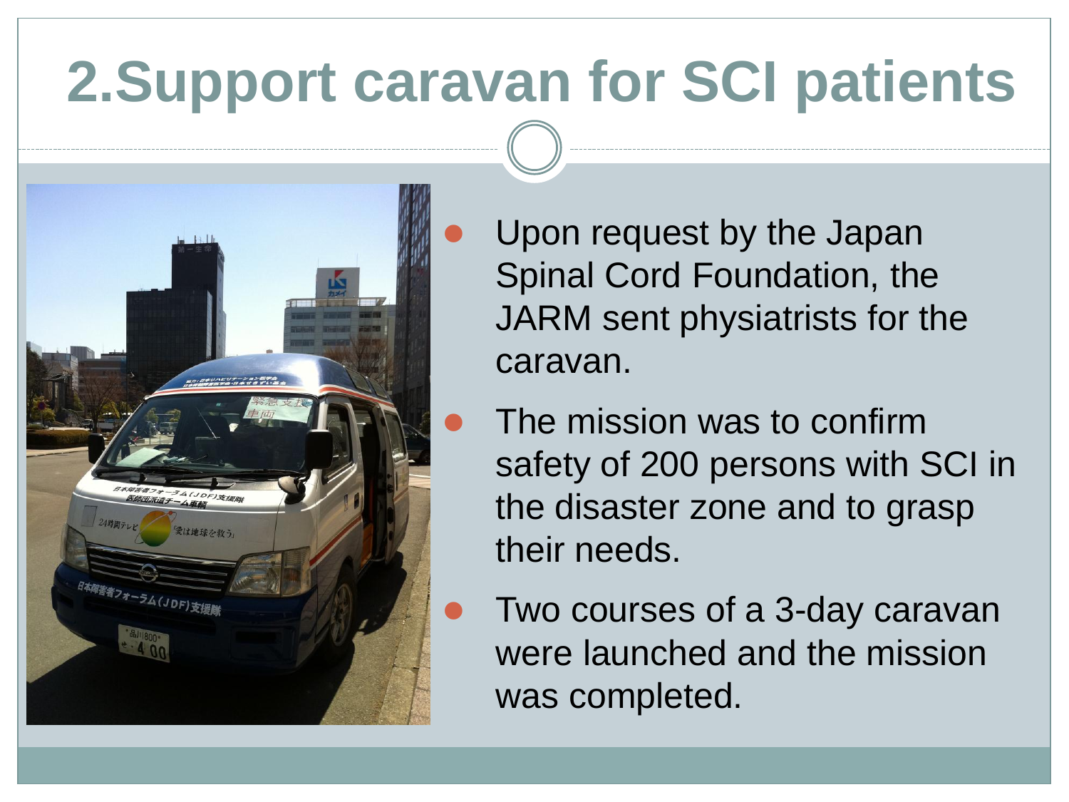# 2.Support caravan for SCI patients

- Upon request by the Japan Spinal Cord Foundation, the JARM sent physiatrists for the caravan.
- The mission was to confirm safety of 200 persons with SCI in the disaster zone and to grasp their needs.
- Two courses of a 3-day caravan were launched and the mission was completed.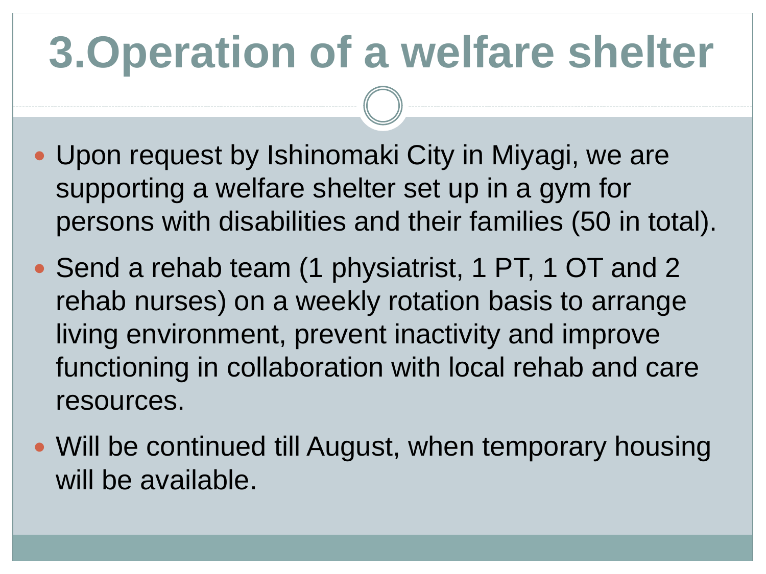# 3.Operation of a welfare shelter

- Upon request by Ishinomaki City in Miyagi, we are supporting a welfare shelter set up in a gym for persons with disabilities and their families (50 in total).
- Send a rehab team (1 physiatrist, 1 PT, 1 OT and 2 rehab nurses) on a weekly rotation basis to arrange living environment, prevent inactivity and improve functioning in collaboration with local rehab and care resources.
- Will be continued till August, when temporary housing will be available.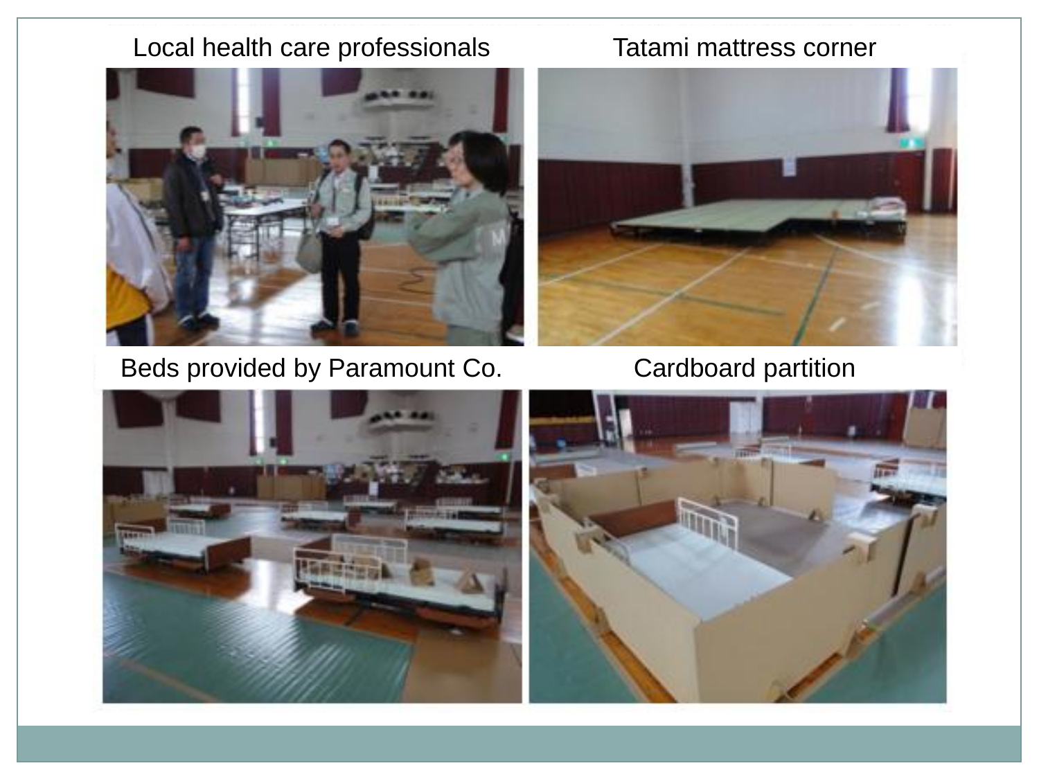Local health care professionals

Tatami mattress corner

Beds provided by Paramount Co.

Cardboard partition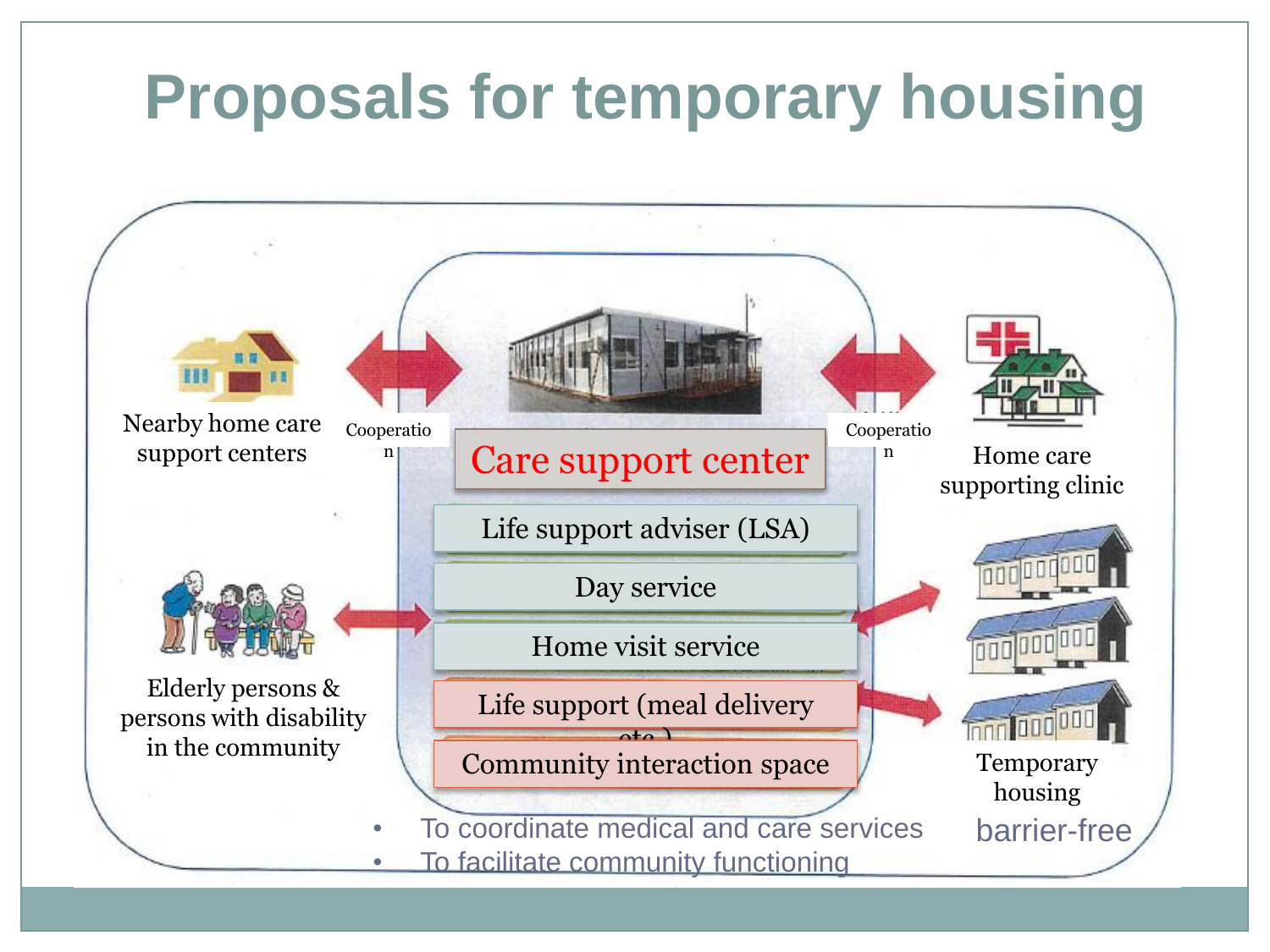# Proposals for temporary housing

Nearby home care support centers

Cooperation

Care support center

- Life support adviser (LSA)
- Day service
- Home visit service
- Life support (meal delivery etc.)
- Community interaction space

Cooperation

Home care supporting clinic

Elderly persons & persons with disability in the community

Temporary housing

barrier-free

- To coordinate medical and care services
- To facilitate community functioning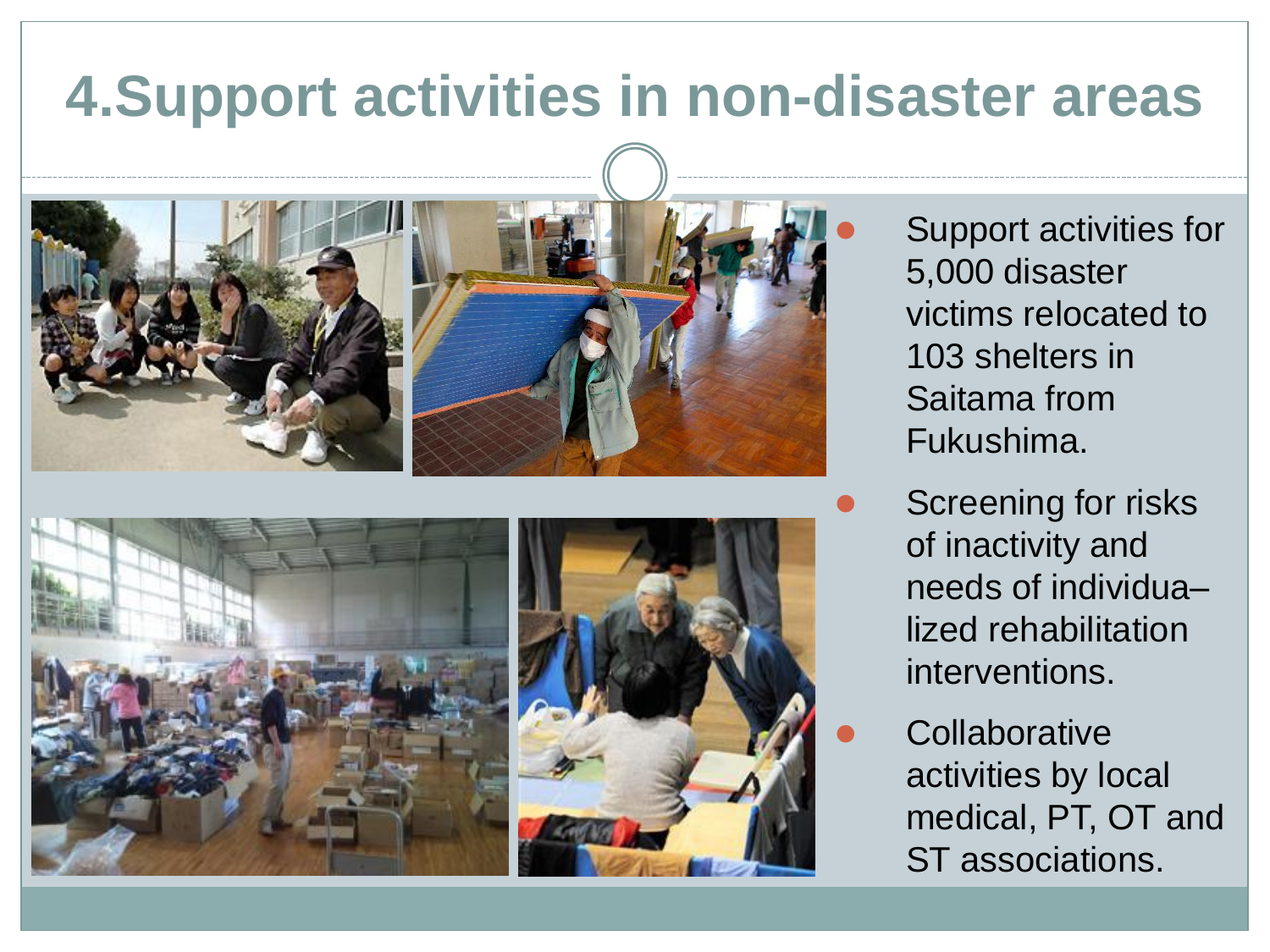# 4.Support activities in non-disaster areas

- Support activities for 5,000 disaster victims relocated to 103 shelters in Saitama from Fukushima.
- Screening for risks of inactivity and needs of individua–lized rehabilitation interventions.
- Collaborative activities by local medical, PT, OT and ST associations.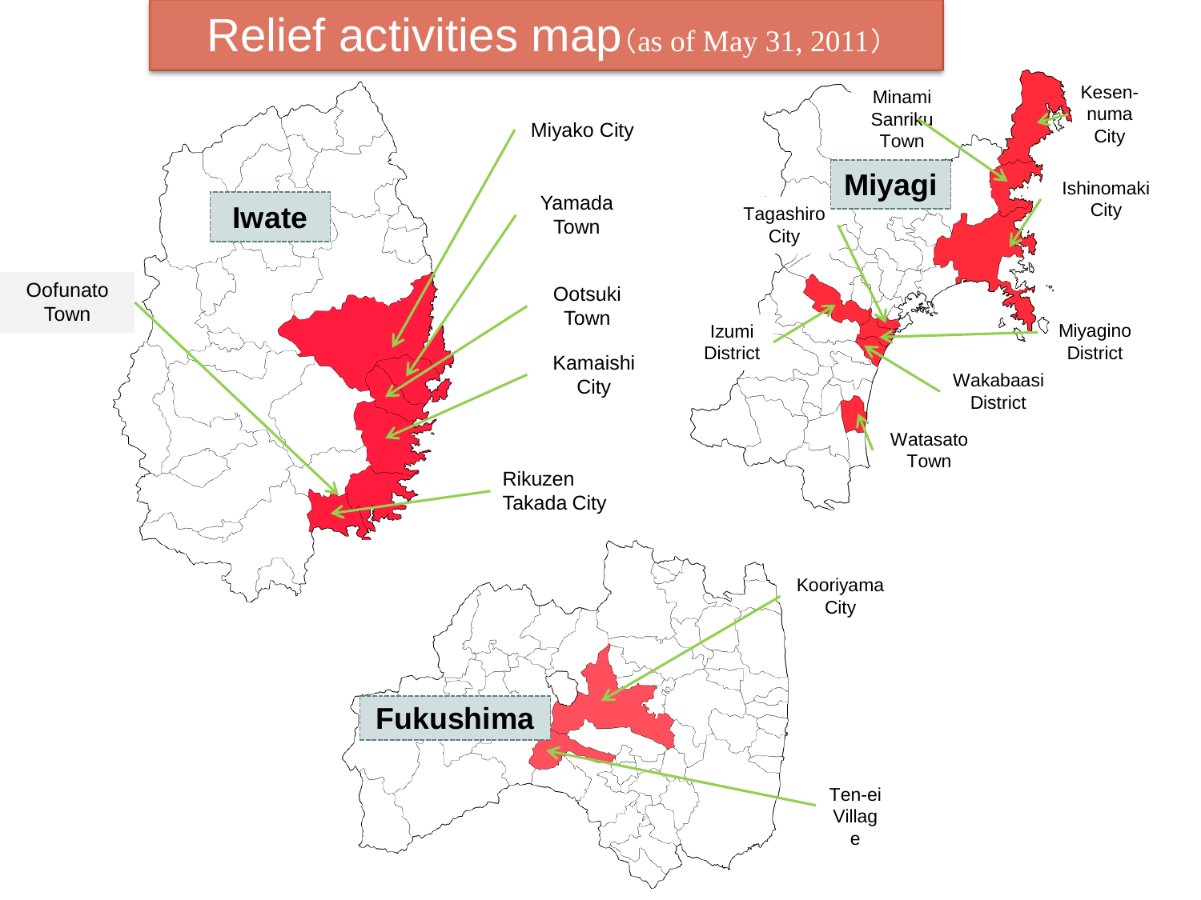# Relief activities map (as of May 31, 2011)

**Iwate**

Miyako City

Yamada Town

Ootsuki Town

Kamaishi City

Oofunato Town

Rikuzen Takada City

**Miyagi**

Minami Sanriku Town

Kesen-numa City

Ishinomaki City

Tagashiro City

Izumi District

Miyagino District

Wakabaasi District

Watasato Town

**Fukushima**

Kooriyama City

Ten-ei Village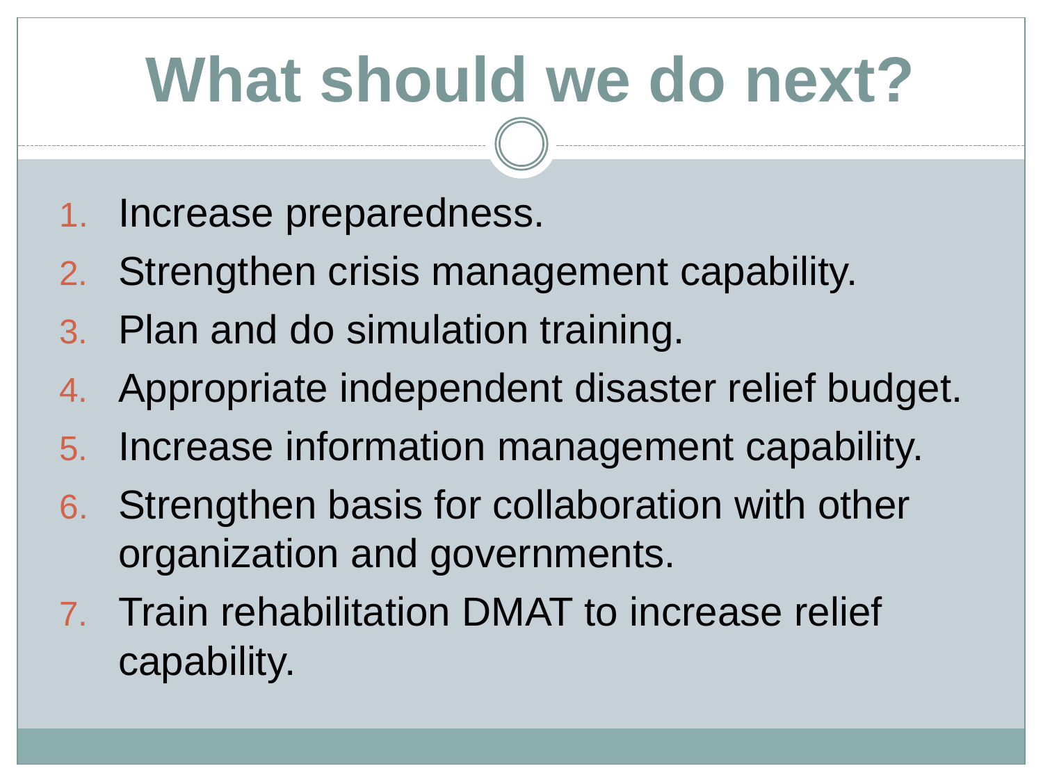# What should we do next?

1. Increase preparedness.
2. Strengthen crisis management capability.
3. Plan and do simulation training.
4. Appropriate independent disaster relief budget.
5. Increase information management capability.
6. Strengthen basis for collaboration with other organization and governments.
7. Train rehabilitation DMAT to increase relief capability.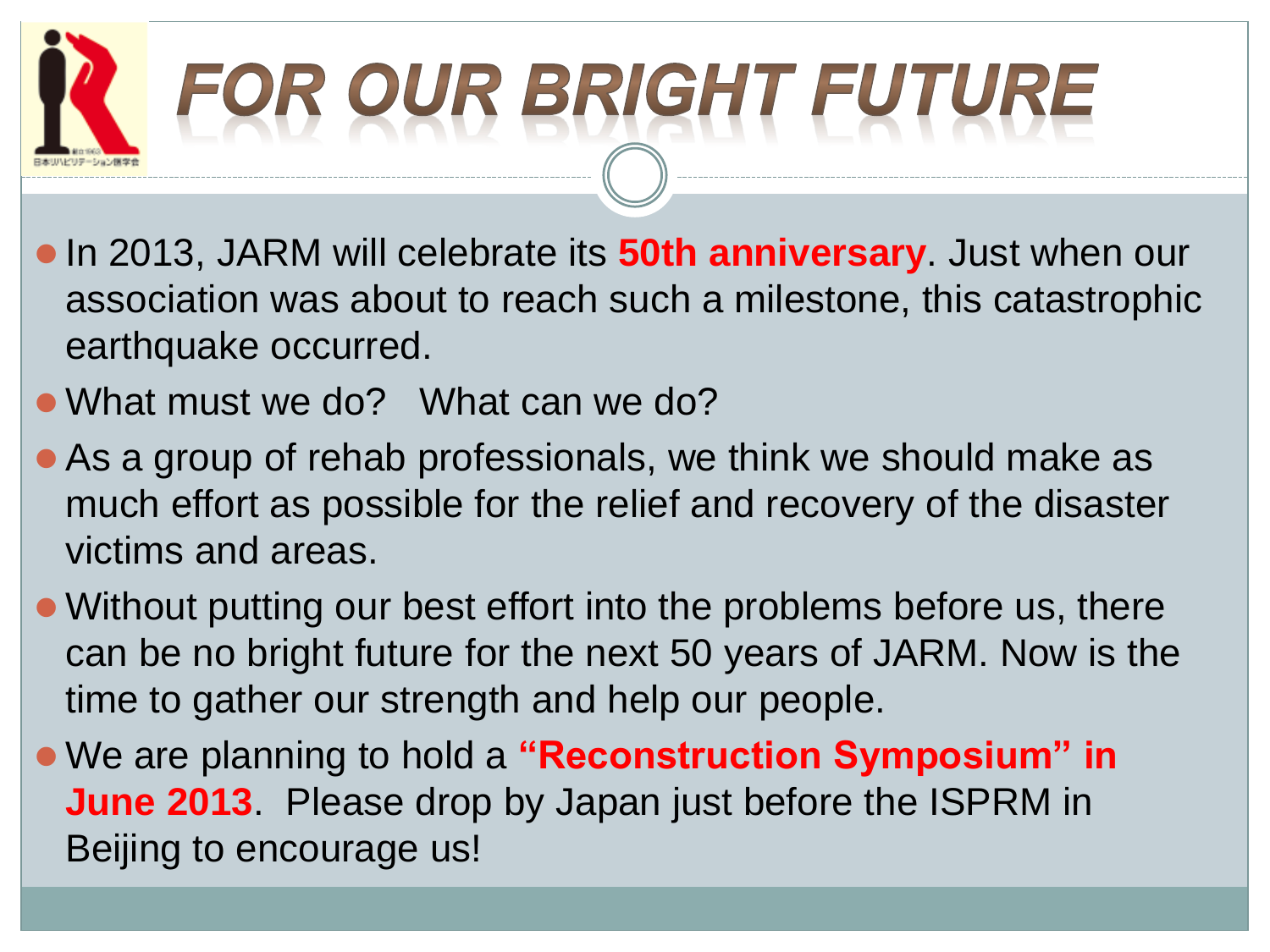# FOR OUR BRIGHT FUTURE

- In 2013, JARM will celebrate its **50th anniversary**. Just when our association was about to reach such a milestone, this catastrophic earthquake occurred.
- What must we do? What can we do?
- As a group of rehab professionals, we think we should make as much effort as possible for the relief and recovery of the disaster victims and areas.
- Without putting our best effort into the problems before us, there can be no bright future for the next 50 years of JARM. Now is the time to gather our strength and help our people.
- We are planning to hold a **"Reconstruction Symposium" in June 2013**. Please drop by Japan just before the ISPRM in Beijing to encourage us!